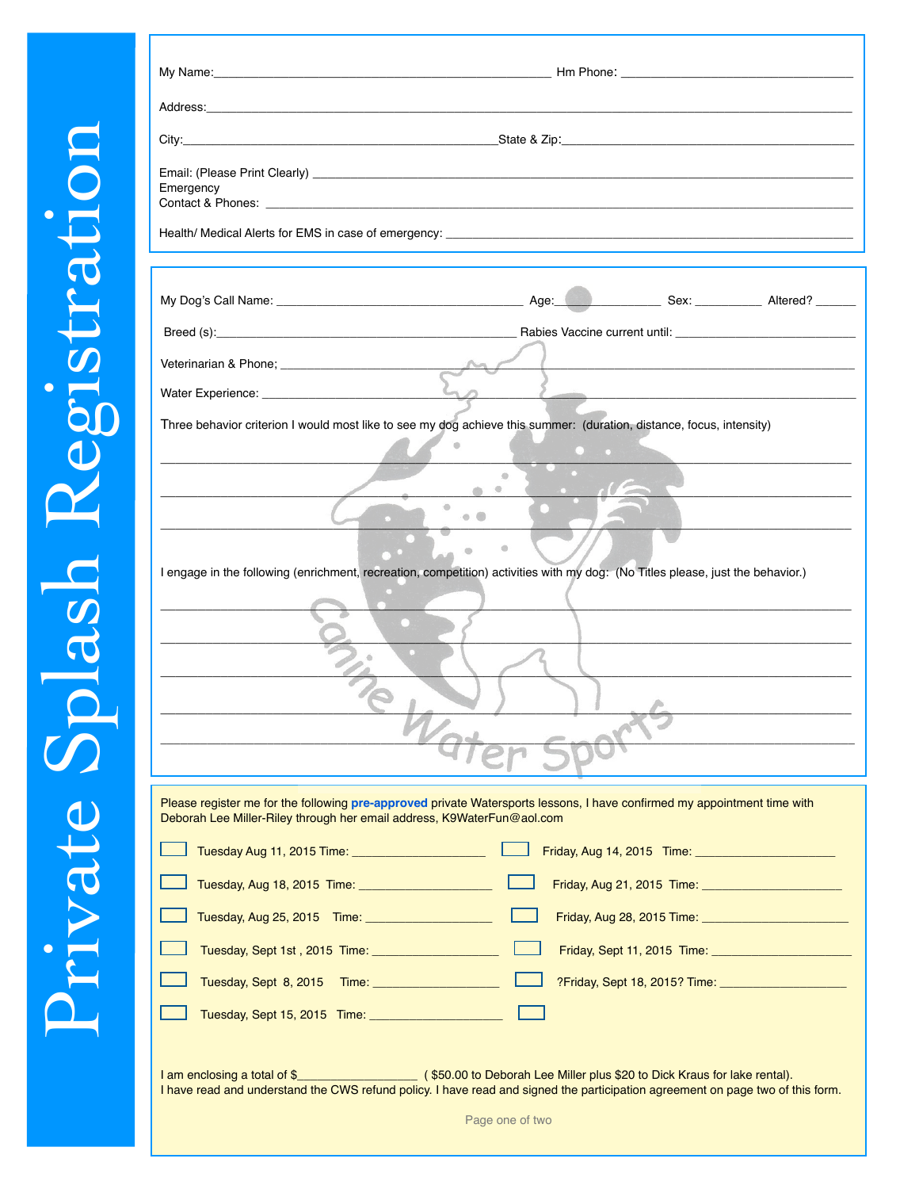# Private Splash Registration

My Name: ______________________________ Hm Phone: ______________________________

Address: ______________________________________________________________

City: ______________________________ State & Zip: ______________________________

Email: (Please Print Clearly) ______________________________________________

Emergency Contact & Phones: ______________________________________________

Health/ Medical Alerts for EMS in case of emergency: ______________________________

---

My Dog's Call Name: ______________________ Age: __________ Sex: ________ Altered? ______

Breed (s): ______________________________ Rabies Vaccine current until: ____________________

Veterinarian & Phone; ______________________________________________________

Water Experience: ______________________________________________________

Three behavior criterion I would most like to see my dog achieve this summer: (duration, distance, focus, intensity)

______________________________________________________________

______________________________________________________________

______________________________________________________________

I engage in the following (enrichment, recreation, competition) activities with my dog: (No Titles please, just the behavior.)

______________________________________________________________

______________________________________________________________

______________________________________________________________

______________________________________________________________

______________________________________________________________

Canine Water Sports

---

Please register me for the following **pre-approved** private Watersports lessons, I have confirmed my appointment time with Deborah Lee Miller-Riley through her email address, K9WaterFun@aol.com

- [ ] Tuesday Aug 11, 2015 Time: ____________________
- [ ] Friday, Aug 14, 2015 Time: ____________________
- [ ] Tuesday, Aug 18, 2015 Time: ____________________
- [ ] Friday, Aug 21, 2015 Time: ____________________
- [ ] Tuesday, Aug 25, 2015 Time: ____________________
- [ ] Friday, Aug 28, 2015 Time: ____________________
- [ ] Tuesday, Sept 1st , 2015 Time: ____________________
- [ ] Friday, Sept 11, 2015 Time: ____________________
- [ ] Tuesday, Sept 8, 2015 Time: ____________________
- [ ] ?Friday, Sept 18, 2015? Time: ____________________
- [ ] Tuesday, Sept 15, 2015 Time: ____________________
- [ ] 

I am enclosing a total of $______________ ( $50.00 to Deborah Lee Miller plus $20 to Dick Kraus for lake rental).
I have read and understand the CWS refund policy. I have read and signed the participation agreement on page two of this form.

Page one of two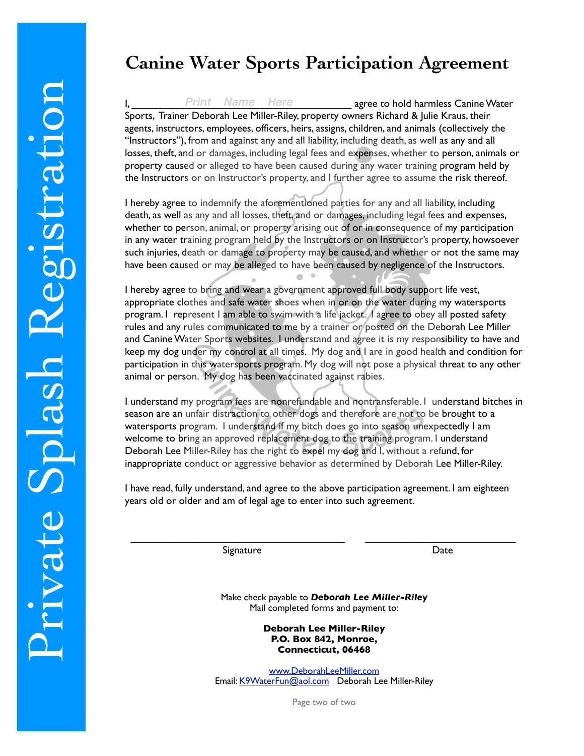Private Splash Registration

# Canine Water Sports Participation Agreement

I, ______ *Print Name Here* ______ agree to hold harmless Canine Water Sports, Trainer Deborah Lee Miller-Riley, property owners Richard & Julie Kraus, their agents, instructors, employees, officers, heirs, assigns, children, and animals (collectively the "Instructors"), from and against any and all liability, including death, as well as any and all losses, theft, and or damages, including legal fees and expenses, whether to person, animals or property caused or alleged to have been caused during any water training program held by the Instructors or on Instructor's property, and I further agree to assume the risk thereof.

I hereby agree to indemnify the aforementioned parties for any and all liability, including death, as well as any and all losses, theft, and or damages, including legal fees and expenses, whether to person, animal, or property arising out of or in consequence of my participation in any water training program held by the Instructors or on Instructor's property, howsoever such injuries, death or damage to property may be caused, and whether or not the same may have been caused or may be alleged to have been caused by negligence of the Instructors.

I hereby agree to bring and wear a government approved full body support life vest, appropriate clothes and safe water shoes when in or on the water during my watersports program. I represent I am able to swim with a life jacket. I agree to obey all posted safety rules and any rules communicated to me by a trainer or posted on the Deborah Lee Miller and Canine Water Sports websites. I understand and agree it is my responsibility to have and keep my dog under my control at all times. My dog and I are in good health and condition for participation in this watersports program. My dog will not pose a physical threat to any other animal or person. My dog has been vaccinated against rabies.

I understand my program fees are nonrefundable and nontransferable. I understand bitches in season are an unfair distraction to other dogs and therefore are not to be brought to a watersports program. I understand if my bitch does go into season unexpectedly I am welcome to bring an approved replacement dog to the training program. I understand Deborah Lee Miller-Riley has the right to expel my dog and I, without a refund, for inappropriate conduct or aggressive behavior as determined by Deborah Lee Miller-Riley.

I have read, fully understand, and agree to the above participation agreement. I am eighteen years old or older and am of legal age to enter into such agreement.

______________________________ ______________________

Signature Date

Make check payable to ***Deborah Lee Miller-Riley***
Mail completed forms and payment to:

**Deborah Lee Miller-Riley**
**P.O. Box 842, Monroe,**
**Connecticut, 06468**

www.DeborahLeeMiller.com
Email: K9WaterFun@aol.com Deborah Lee Miller-Riley